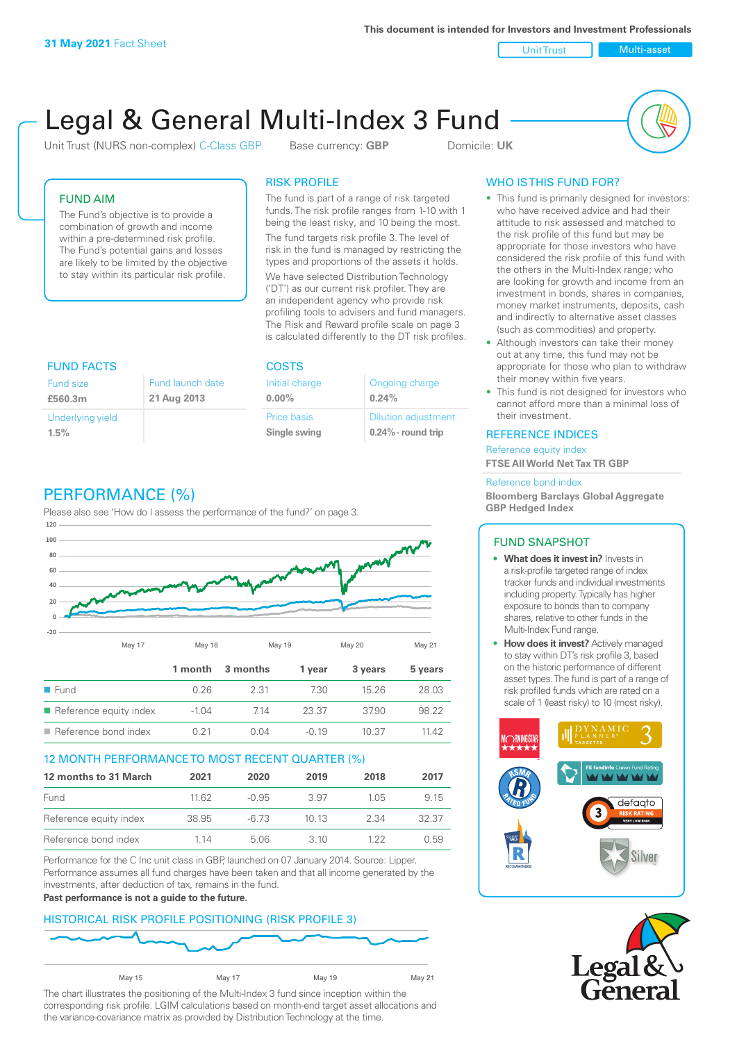**31 May 2021** Fact Sheet

This document is intended for Investors and Investment Professionals

Unit Trust | Multi-asset

# Legal & General Multi-Index 3 Fund

Unit Trust (NURS non-complex) C-Class GBP    Base currency: **GBP**    Domicile: **UK**

## FUND AIM

The Fund's objective is to provide a combination of growth and income within a pre-determined risk profile. The Fund's potential gains and losses are likely to be limited by the objective to stay within its particular risk profile.

## RISK PROFILE

The fund is part of a range of risk targeted funds. The risk profile ranges from 1-10 with 1 being the least risky, and 10 being the most.

The fund targets risk profile 3. The level of risk in the fund is managed by restricting the types and proportions of the assets it holds.

We have selected Distribution Technology ('DT') as our current risk profiler. They are an independent agency who provide risk profiling tools to advisers and fund managers. The Risk and Reward profile scale on page 3 is calculated differently to the DT risk profiles.

## WHO IS THIS FUND FOR?

- This fund is primarily designed for investors: who have received advice and had their attitude to risk assessed and matched to the risk profile of this fund but may be appropriate for those investors who have considered the risk profile of this fund with the others in the Multi-Index range; who are looking for growth and income from an investment in bonds, shares in companies, money market instruments, deposits, cash and indirectly to alternative asset classes (such as commodities) and property.
- Although investors can take their money out at any time, this fund may not be appropriate for those who plan to withdraw their money within five years.
- This fund is not designed for investors who cannot afford more than a minimal loss of their investment.

## FUND FACTS

| Fund size | Fund launch date |
|---|---|
| **£560.3m** | **21 Aug 2013** |
| Underlying yield | |
| **1.5%** | |

## COSTS

| Initial charge | Ongoing charge |
|---|---|
| **0.00%** | **0.24%** |
| Price basis | Dilution adjustment |
| **Single swing** | **0.24%- round trip** |

## REFERENCE INDICES

Reference equity index
**FTSE All World Net Tax TR GBP**

Reference bond index
**Bloomberg Barclays Global Aggregate GBP Hedged Index**

## PERFORMANCE (%)

Please also see 'How do I assess the performance of the fund?' on page 3.

| | 1 month | 3 months | 1 year | 3 years | 5 years |
|---|---|---|---|---|---|
| Fund | 0.26 | 2.31 | 7.30 | 15.26 | 28.03 |
| Reference equity index | -1.04 | 7.14 | 23.37 | 37.90 | 98.22 |
| Reference bond index | 0.21 | 0.04 | -0.19 | 10.37 | 11.42 |

## 12 MONTH PERFORMANCE TO MOST RECENT QUARTER (%)

| 12 months to 31 March | 2021 | 2020 | 2019 | 2018 | 2017 |
|---|---|---|---|---|---|
| Fund | 11.62 | -0.95 | 3.97 | 1.05 | 9.15 |
| Reference equity index | 38.95 | -6.73 | 10.13 | 2.34 | 32.37 |
| Reference bond index | 1.14 | 5.06 | 3.10 | 1.22 | 0.59 |

Performance for the C Inc unit class in GBP, launched on 07 January 2014. Source: Lipper. Performance assumes all fund charges have been taken and that all income generated by the investments, after deduction of tax, remains in the fund.
**Past performance is not a guide to the future.**

## FUND SNAPSHOT

- **What does it invest in?** Invests in a risk-profile targeted range of index tracker funds and individual investments including property. Typically has higher exposure to bonds than to company shares, relative to other funds in the Multi-Index Fund range.
- **How does it invest?** Actively managed to stay within DT's risk profile 3, based on the historic performance of different asset types. The fund is part of a range of risk profiled funds which are rated on a scale of 1 (least risky) to 10 (most risky).

## HISTORICAL RISK PROFILE POSITIONING (RISK PROFILE 3)

The chart illustrates the positioning of the Multi-Index 3 fund since inception within the corresponding risk profile. LGIM calculations based on month-end target asset allocations and the variance-covariance matrix as provided by Distribution Technology at the time.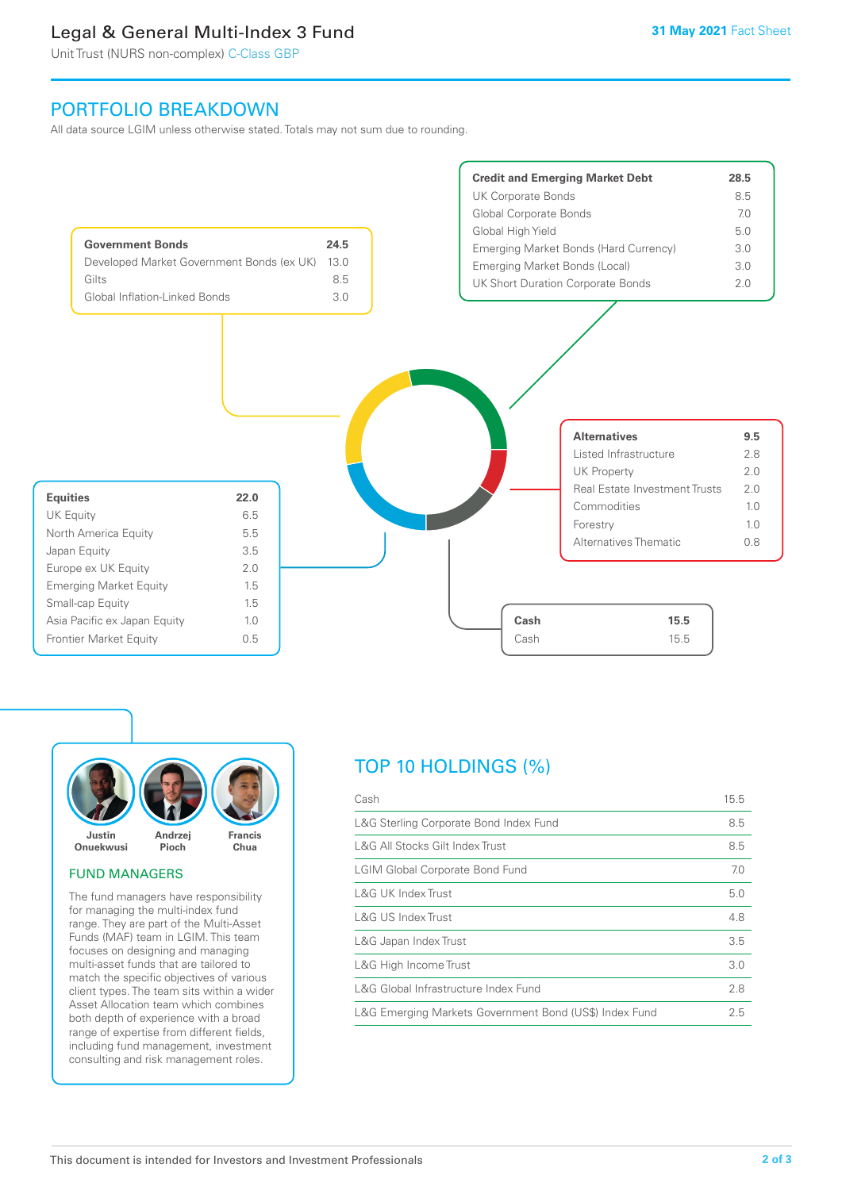# Legal & General Multi-Index 3 Fund

Unit Trust (NURS non-complex) C-Class GBP

31 May 2021 Fact Sheet

## PORTFOLIO BREAKDOWN

All data source LGIM unless otherwise stated. Totals may not sum due to rounding.

| **Credit and Emerging Market Debt** | **28.5** |
|---|---|
| UK Corporate Bonds | 8.5 |
| Global Corporate Bonds | 7.0 |
| Global High Yield | 5.0 |
| Emerging Market Bonds (Hard Currency) | 3.0 |
| Emerging Market Bonds (Local) | 3.0 |
| UK Short Duration Corporate Bonds | 2.0 |

| **Government Bonds** | **24.5** |
|---|---|
| Developed Market Government Bonds (ex UK) | 13.0 |
| Gilts | 8.5 |
| Global Inflation-Linked Bonds | 3.0 |

| **Alternatives** | **9.5** |
|---|---|
| Listed Infrastructure | 2.8 |
| UK Property | 2.0 |
| Real Estate Investment Trusts | 2.0 |
| Commodities | 1.0 |
| Forestry | 1.0 |
| Alternatives Thematic | 0.8 |

| **Equities** | **22.0** |
|---|---|
| UK Equity | 6.5 |
| North America Equity | 5.5 |
| Japan Equity | 3.5 |
| Europe ex UK Equity | 2.0 |
| Emerging Market Equity | 1.5 |
| Small-cap Equity | 1.5 |
| Asia Pacific ex Japan Equity | 1.0 |
| Frontier Market Equity | 0.5 |

| **Cash** | **15.5** |
|---|---|
| Cash | 15.5 |

Justin Onuekwusi, Andrzej Pioch, Francis Chua

## FUND MANAGERS

The fund managers have responsibility for managing the multi-index fund range. They are part of the Multi-Asset Funds (MAF) team in LGIM. This team focuses on designing and managing multi-asset funds that are tailored to match the specific objectives of various client types. The team sits within a wider Asset Allocation team which combines both depth of experience with a broad range of expertise from different fields, including fund management, investment consulting and risk management roles.

## TOP 10 HOLDINGS (%)

| Holding | % |
|---|---|
| Cash | 15.5 |
| L&G Sterling Corporate Bond Index Fund | 8.5 |
| L&G All Stocks Gilt Index Trust | 8.5 |
| LGIM Global Corporate Bond Fund | 7.0 |
| L&G UK Index Trust | 5.0 |
| L&G US Index Trust | 4.8 |
| L&G Japan Index Trust | 3.5 |
| L&G High Income Trust | 3.0 |
| L&G Global Infrastructure Index Fund | 2.8 |
| L&G Emerging Markets Government Bond (US$) Index Fund | 2.5 |

This document is intended for Investors and Investment Professionals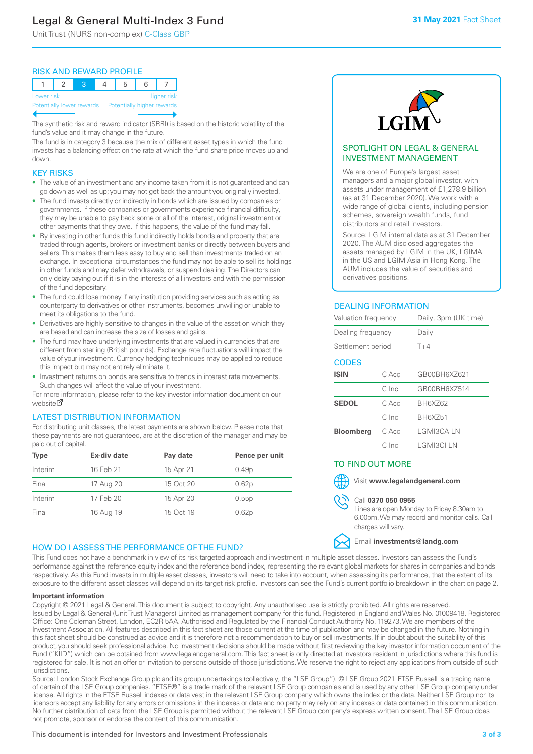# Legal & General Multi-Index 3 Fund

Unit Trust (NURS non-complex) C-Class GBP

31 May 2021 Fact Sheet

## RISK AND REWARD PROFILE

| 1 | 2 | 3 | 4 | 5 | 6 | 7 |
|---|---|---|---|---|---|---|

Lower risk — Higher risk

Potentially lower rewards — Potentially higher rewards

The synthetic risk and reward indicator (SRRI) is based on the historic volatility of the fund's value and it may change in the future.

The fund is in category 3 because the mix of different asset types in which the fund invests has a balancing effect on the rate at which the fund share price moves up and down.

## KEY RISKS

- The value of an investment and any income taken from it is not guaranteed and can go down as well as up; you may not get back the amount you originally invested.
- The fund invests directly or indirectly in bonds which are issued by companies or governments. If these companies or governments experience financial difficulty, they may be unable to pay back some or all of the interest, original investment or other payments that they owe. If this happens, the value of the fund may fall.
- By investing in other funds this fund indirectly holds bonds and property that are traded through agents, brokers or investment banks or directly between buyers and sellers. This makes them less easy to buy and sell than investments traded on an exchange. In exceptional circumstances the fund may not be able to sell its holdings in other funds and may defer withdrawals, or suspend dealing. The Directors can only delay paying out if it is in the interests of all investors and with the permission of the fund depositary.
- The fund could lose money if any institution providing services such as acting as counterparty to derivatives or other instruments, becomes unwilling or unable to meet its obligations to the fund.
- Derivatives are highly sensitive to changes in the value of the asset on which they are based and can increase the size of losses and gains.
- The fund may have underlying investments that are valued in currencies that are different from sterling (British pounds). Exchange rate fluctuations will impact the value of your investment. Currency hedging techniques may be applied to reduce this impact but may not entirely eliminate it.
- Investment returns on bonds are sensitive to trends in interest rate movements. Such changes will affect the value of your investment.

For more information, please refer to the key investor information document on our website

## LATEST DISTRIBUTION INFORMATION

For distributing unit classes, the latest payments are shown below. Please note that these payments are not guaranteed, are at the discretion of the manager and may be paid out of capital.

| Type | Ex-div date | Pay date | Pence per unit |
|---|---|---|---|
| Interim | 16 Feb 21 | 15 Apr 21 | 0.49p |
| Final | 17 Aug 20 | 15 Oct 20 | 0.62p |
| Interim | 17 Feb 20 | 15 Apr 20 | 0.55p |
| Final | 16 Aug 19 | 15 Oct 19 | 0.62p |

## SPOTLIGHT ON LEGAL & GENERAL INVESTMENT MANAGEMENT

We are one of Europe's largest asset managers and a major global investor, with assets under management of £1,278.9 billion (as at 31 December 2020). We work with a wide range of global clients, including pension schemes, sovereign wealth funds, fund distributors and retail investors.

Source: LGIM internal data as at 31 December 2020. The AUM disclosed aggregates the assets managed by LGIM in the UK, LGIMA in the US and LGIM Asia in Hong Kong. The AUM includes the value of securities and derivatives positions.

## DEALING INFORMATION

| | |
|---|---|
| Valuation frequency | Daily, 3pm (UK time) |
| Dealing frequency | Daily |
| Settlement period | T+4 |

## CODES

| | | |
|---|---|---|
| **ISIN** | C Acc | GB00BH6XZ621 |
| | C Inc | GB00BH6XZ514 |
| **SEDOL** | C Acc | BH6XZ62 |
| | C Inc | BH6XZ51 |
| **Bloomberg** | C Acc | LGMI3CA LN |
| | C Inc | LGMI3CI LN |

## TO FIND OUT MORE

Visit **www.legalandgeneral.com**

Call **0370 050 0955**
Lines are open Monday to Friday 8.30am to 6.00pm. We may record and monitor calls. Call charges will vary.

Email **investments@landg.com**

## HOW DO I ASSESS THE PERFORMANCE OF THE FUND?

This Fund does not have a benchmark in view of its risk targeted approach and investment in multiple asset classes. Investors can assess the Fund's performance against the reference equity index and the reference bond index, representing the relevant global markets for shares in companies and bonds respectively. As this Fund invests in multiple asset classes, investors will need to take into account, when assessing its performance, that the extent of its exposure to the different asset classes will depend on its target risk profile. Investors can see the Fund's current portfolio breakdown in the chart on page 2.

**Important information**

Copyright © 2021 Legal & General. This document is subject to copyright. Any unauthorised use is strictly prohibited. All rights are reserved.
Issued by Legal & General (Unit Trust Managers) Limited as management company for this fund. Registered in England and Wales No. 01009418. Registered Office: One Coleman Street, London, EC2R 5AA. Authorised and Regulated by the Financial Conduct Authority No. 119273. We are members of the Investment Association. All features described in this fact sheet are those current at the time of publication and may be changed in the future. Nothing in this fact sheet should be construed as advice and it is therefore not a recommendation to buy or sell investments. If in doubt about the suitability of this product, you should seek professional advice. No investment decisions should be made without first reviewing the key investor information document of the Fund ("KIID") which can be obtained from www.legalandgeneral.com. This fact sheet is only directed at investors resident in jurisdictions where this fund is registered for sale. It is not an offer or invitation to persons outside of those jurisdictions. We reserve the right to reject any applications from outside of such jurisdictions.
Source: London Stock Exchange Group plc and its group undertakings (collectively, the "LSE Group"). © LSE Group 2021. FTSE Russell is a trading name of certain of the LSE Group companies. "FTSE®" is a trade mark of the relevant LSE Group companies and is used by any other LSE Group company under license. All rights in the FTSE Russell indexes or data vest in the relevant LSE Group company which owns the index or the data. Neither LSE Group nor its licensors accept any liability for any errors or omissions in the indexes or data and no party may rely on any indexes or data contained in this communication. No further distribution of data from the LSE Group is permitted without the relevant LSE Group company's express written consent. The LSE Group does not promote, sponsor or endorse the content of this communication.

This document is intended for Investors and Investment Professionals